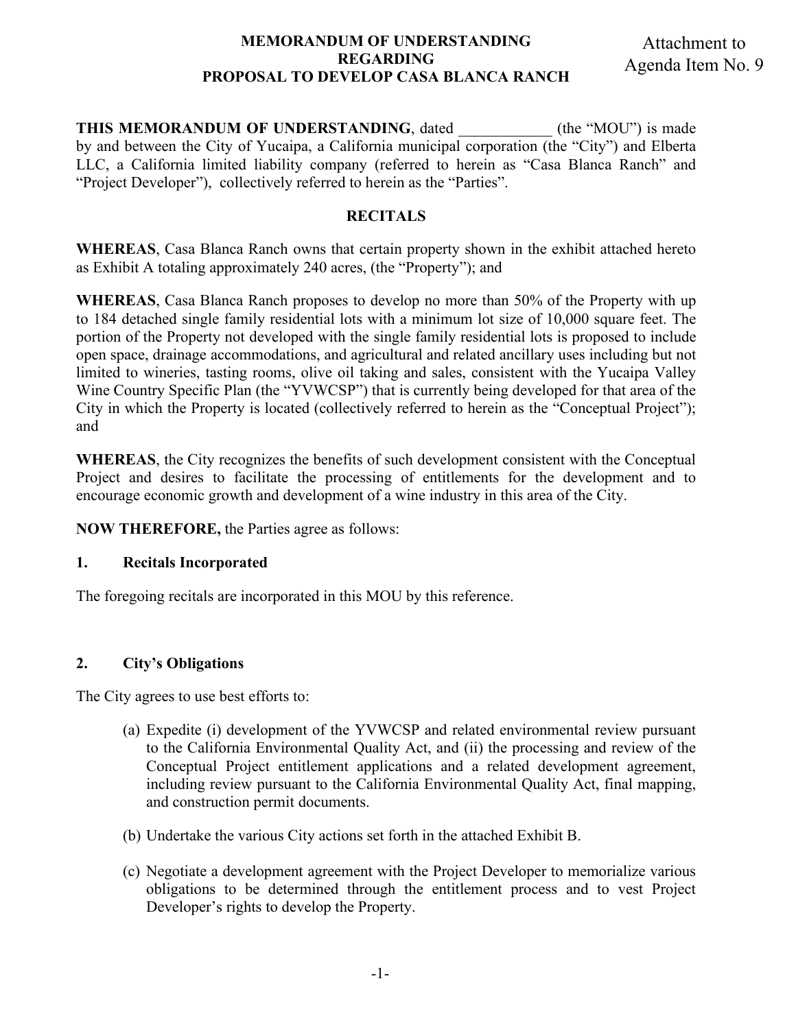# MEMORANDUM OF UNDERSTANDING REGARDING PROPOSAL TO DEVELOP CASA BLANCA RANCH

Attachment to Agenda Item No. 9

**THIS MEMORANDUM OF UNDERSTANDING**, dated ____________ (the "MOU") is made by and between the City of Yucaipa, a California municipal corporation (the "City") and Elberta LLC, a California limited liability company (referred to herein as "Casa Blanca Ranch" and "Project Developer"), collectively referred to herein as the "Parties".

## RECITALS

**WHEREAS**, Casa Blanca Ranch owns that certain property shown in the exhibit attached hereto as Exhibit A totaling approximately 240 acres, (the "Property"); and

**WHEREAS**, Casa Blanca Ranch proposes to develop no more than 50% of the Property with up to 184 detached single family residential lots with a minimum lot size of 10,000 square feet. The portion of the Property not developed with the single family residential lots is proposed to include open space, drainage accommodations, and agricultural and related ancillary uses including but not limited to wineries, tasting rooms, olive oil taking and sales, consistent with the Yucaipa Valley Wine Country Specific Plan (the "YVWCSP") that is currently being developed for that area of the City in which the Property is located (collectively referred to herein as the "Conceptual Project"); and

**WHEREAS**, the City recognizes the benefits of such development consistent with the Conceptual Project and desires to facilitate the processing of entitlements for the development and to encourage economic growth and development of a wine industry in this area of the City.

**NOW THEREFORE,** the Parties agree as follows:

### 1. Recitals Incorporated

The foregoing recitals are incorporated in this MOU by this reference.

### 2. City's Obligations

The City agrees to use best efforts to:

(a) Expedite (i) development of the YVWCSP and related environmental review pursuant to the California Environmental Quality Act, and (ii) the processing and review of the Conceptual Project entitlement applications and a related development agreement, including review pursuant to the California Environmental Quality Act, final mapping, and construction permit documents.

(b) Undertake the various City actions set forth in the attached Exhibit B.

(c) Negotiate a development agreement with the Project Developer to memorialize various obligations to be determined through the entitlement process and to vest Project Developer's rights to develop the Property.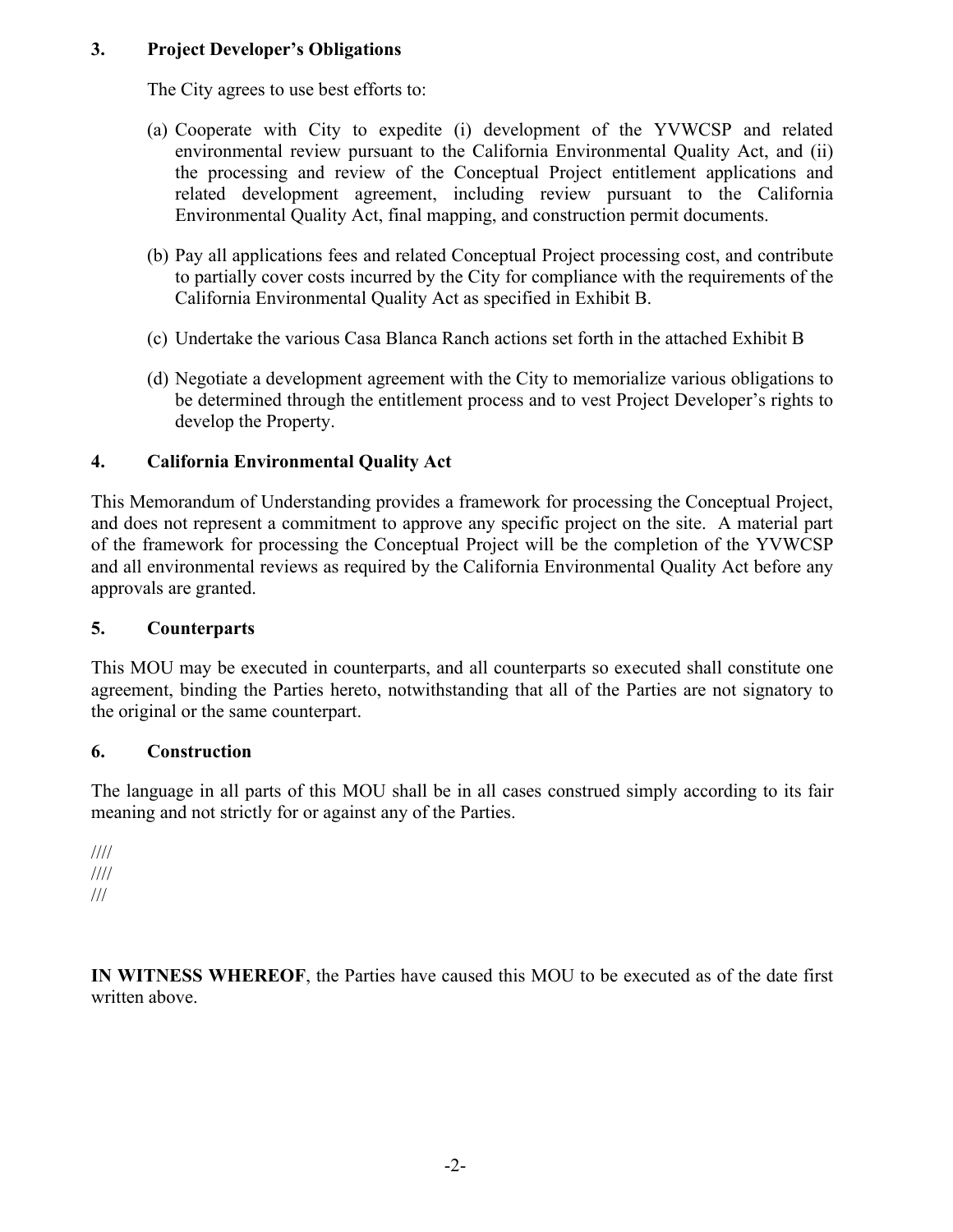## 3. Project Developer's Obligations

The City agrees to use best efforts to:

(a) Cooperate with City to expedite (i) development of the YVWCSP and related environmental review pursuant to the California Environmental Quality Act, and (ii) the processing and review of the Conceptual Project entitlement applications and related development agreement, including review pursuant to the California Environmental Quality Act, final mapping, and construction permit documents.

(b) Pay all applications fees and related Conceptual Project processing cost, and contribute to partially cover costs incurred by the City for compliance with the requirements of the California Environmental Quality Act as specified in Exhibit B.

(c) Undertake the various Casa Blanca Ranch actions set forth in the attached Exhibit B

(d) Negotiate a development agreement with the City to memorialize various obligations to be determined through the entitlement process and to vest Project Developer's rights to develop the Property.

## 4. California Environmental Quality Act

This Memorandum of Understanding provides a framework for processing the Conceptual Project, and does not represent a commitment to approve any specific project on the site. A material part of the framework for processing the Conceptual Project will be the completion of the YVWCSP and all environmental reviews as required by the California Environmental Quality Act before any approvals are granted.

## 5. Counterparts

This MOU may be executed in counterparts, and all counterparts so executed shall constitute one agreement, binding the Parties hereto, notwithstanding that all of the Parties are not signatory to the original or the same counterpart.

## 6. Construction

The language in all parts of this MOU shall be in all cases construed simply according to its fair meaning and not strictly for or against any of the Parties.

////
////
///

**IN WITNESS WHEREOF**, the Parties have caused this MOU to be executed as of the date first written above.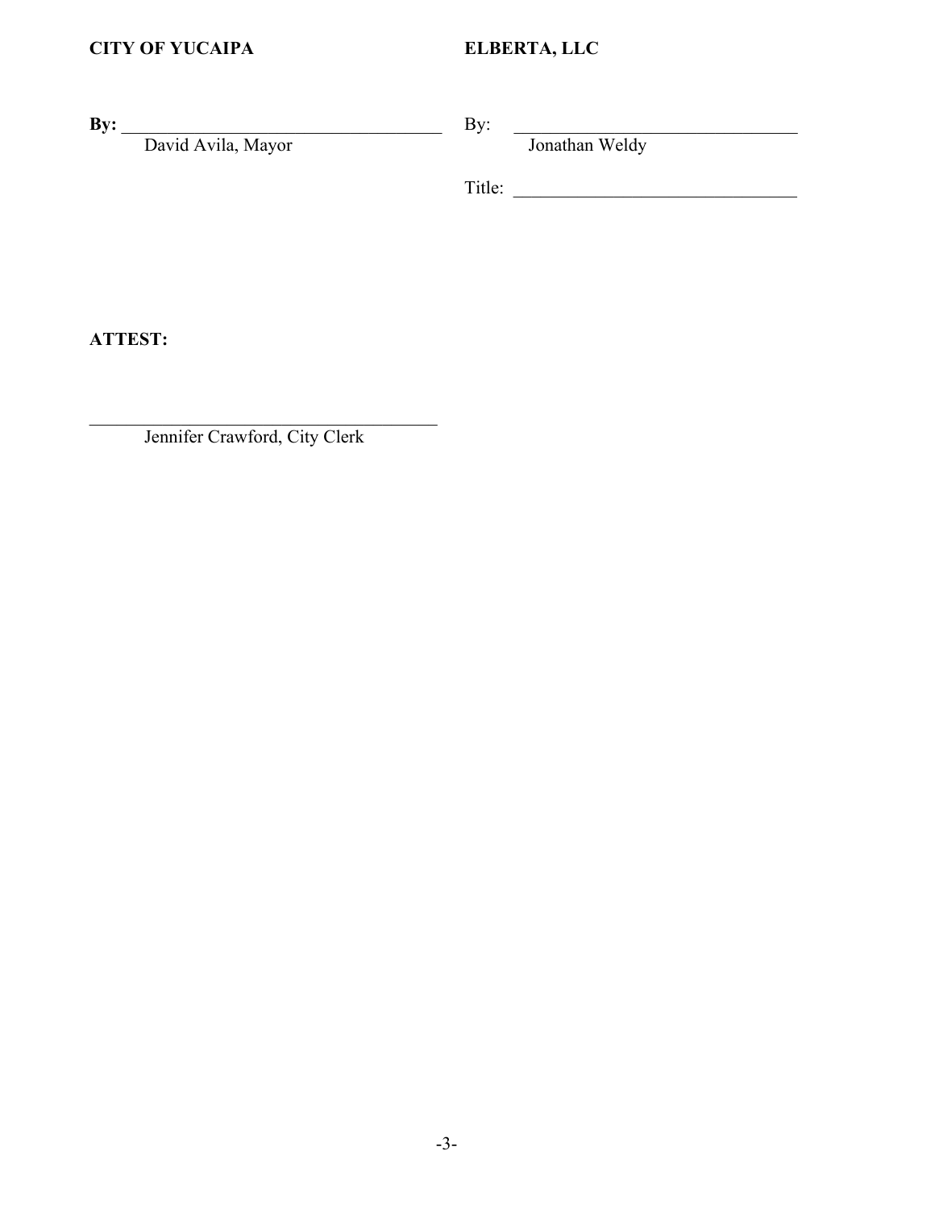| **CITY OF YUCAIPA** | **ELBERTA, LLC** |
|---|---|
| **By:** ___________________________________ | By: ______________________________ |
| David Avila, Mayor | Jonathan Weldy |
| | Title: ______________________________ |

**ATTEST:**

___________________________________
Jennifer Crawford, City Clerk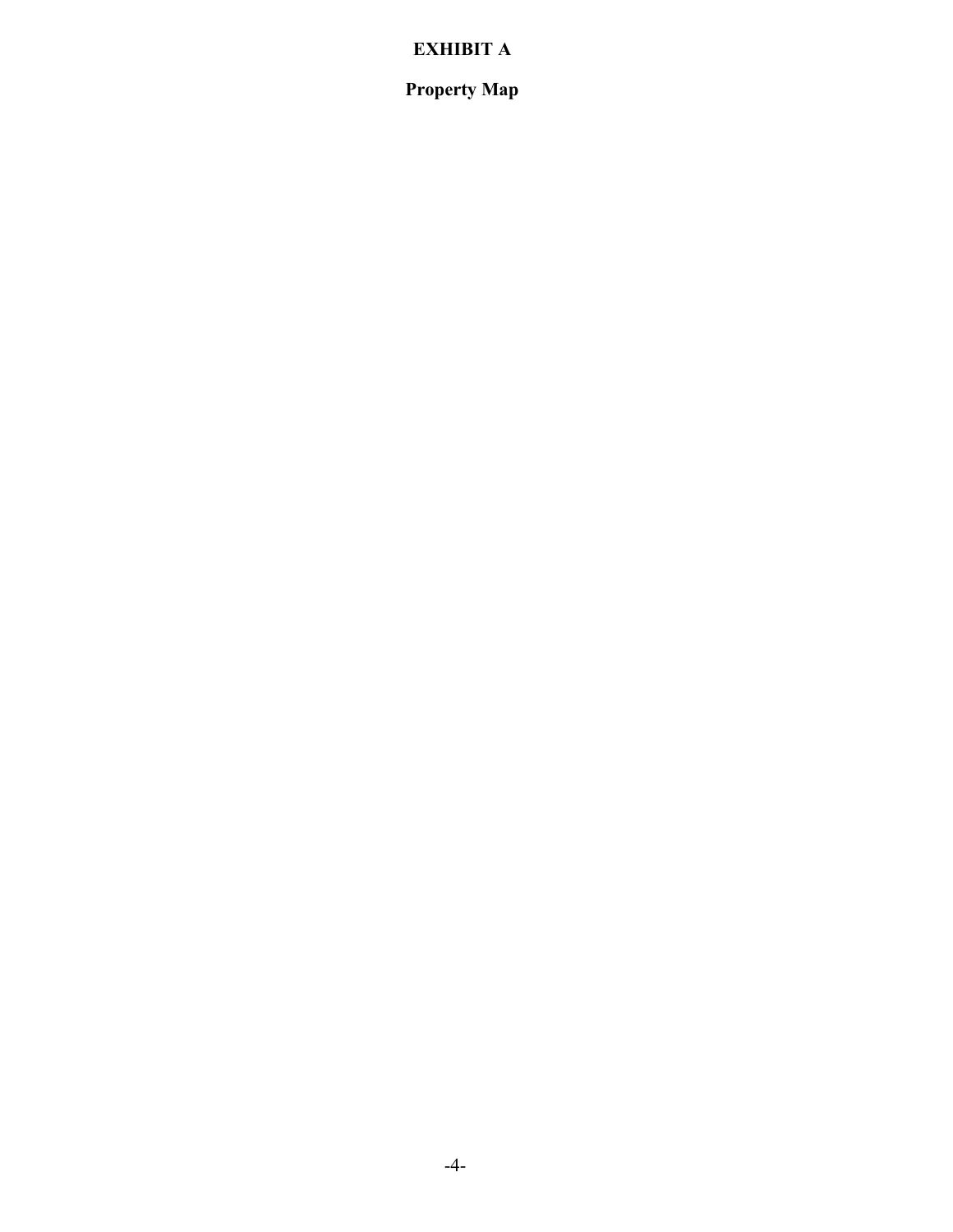# EXHIBIT A

## Property Map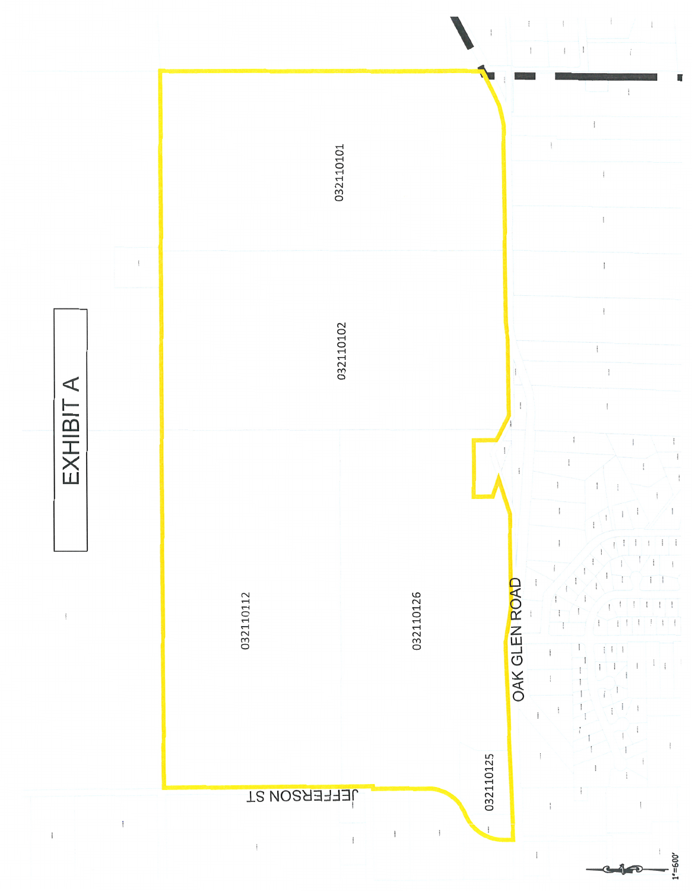# EXHIBIT A

032110101

032110102

032110112

032110126

032110125

OAK GLEN ROAD

JEFFERSON ST

1"=600'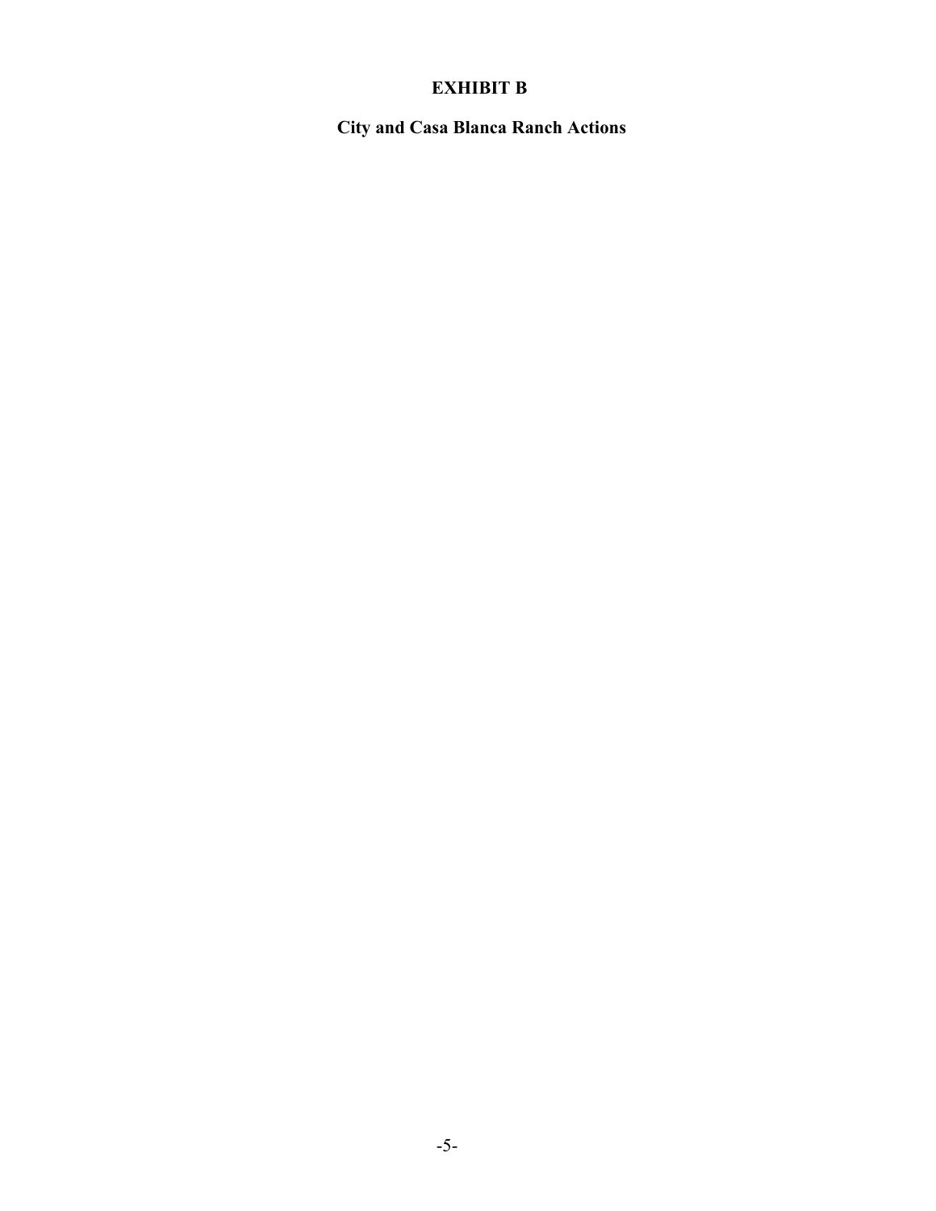# EXHIBIT B

## City and Casa Blanca Ranch Actions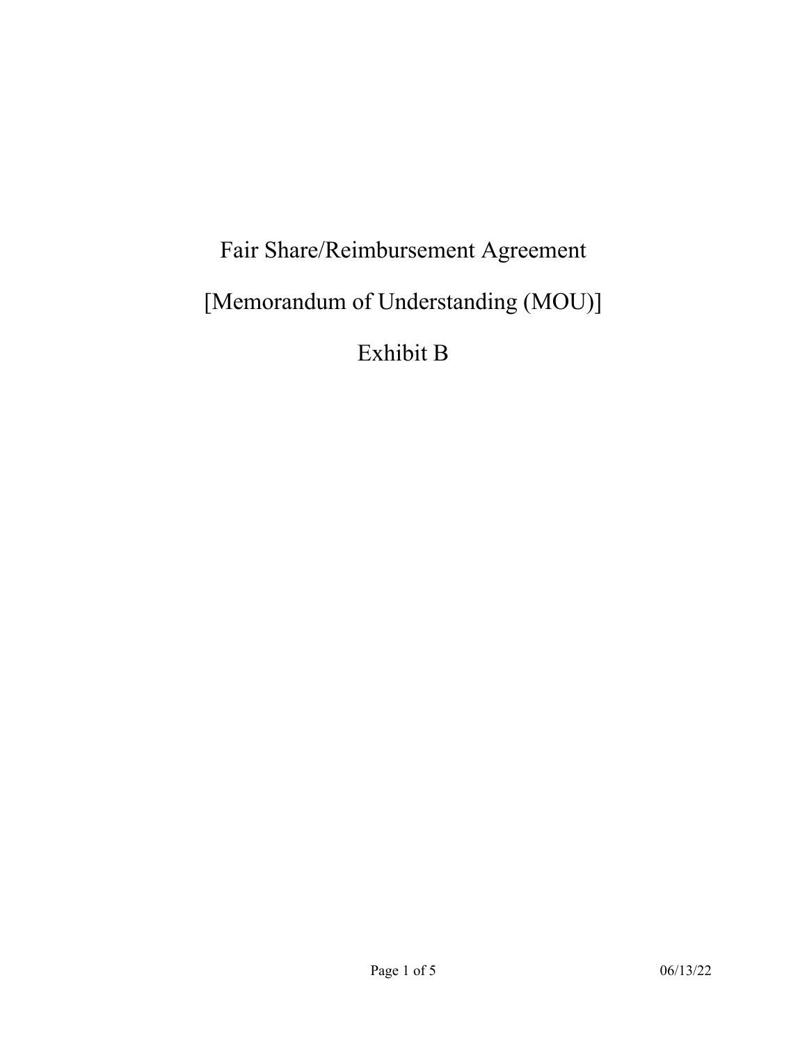# Fair Share/Reimbursement Agreement

# [Memorandum of Understanding (MOU)]

# Exhibit B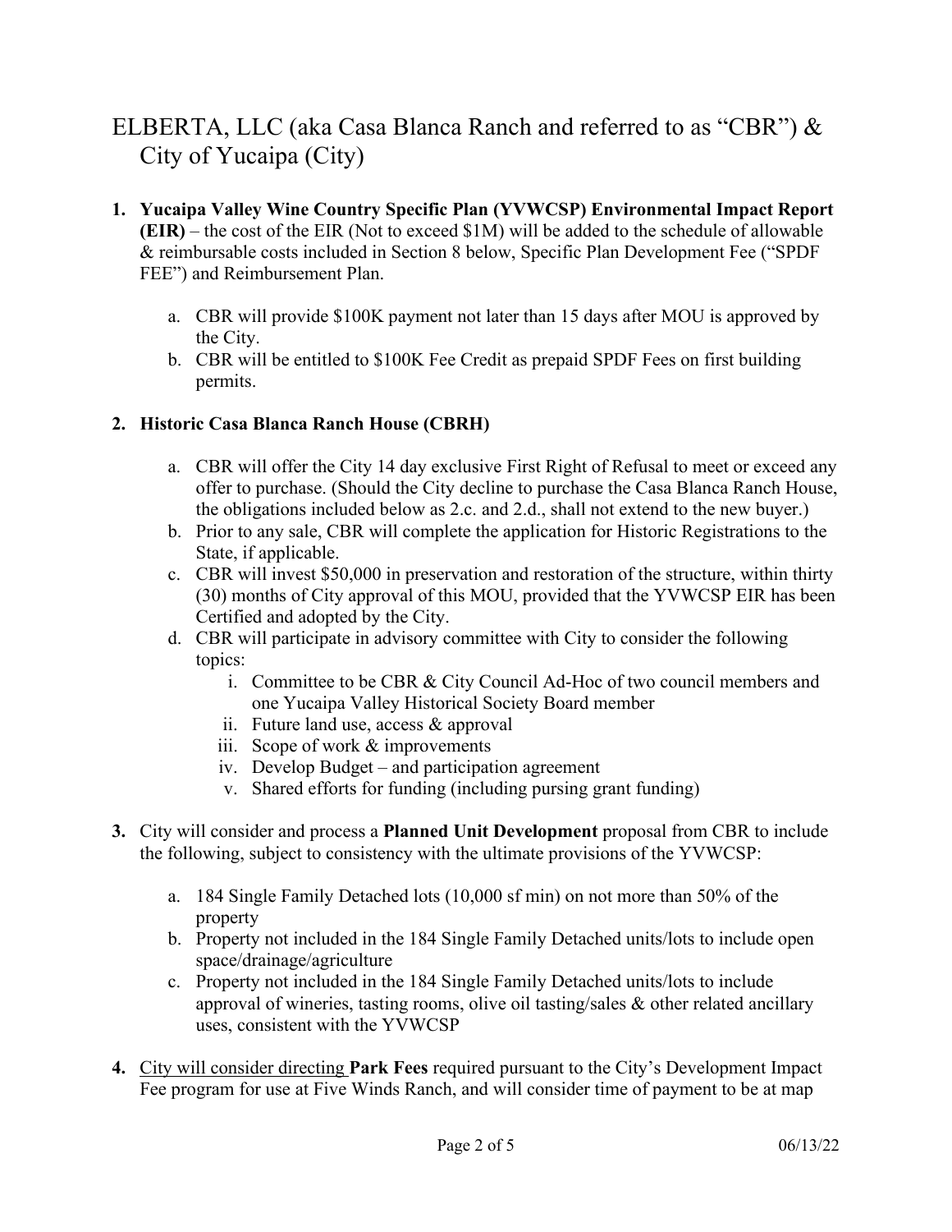# ELBERTA, LLC (aka Casa Blanca Ranch and referred to as "CBR") & City of Yucaipa (City)

1. **Yucaipa Valley Wine Country Specific Plan (YVWCSP) Environmental Impact Report (EIR)** – the cost of the EIR (Not to exceed $1M) will be added to the schedule of allowable & reimbursable costs included in Section 8 below, Specific Plan Development Fee ("SPDF FEE") and Reimbursement Plan.

   a. CBR will provide $100K payment not later than 15 days after MOU is approved by the City.
   b. CBR will be entitled to $100K Fee Credit as prepaid SPDF Fees on first building permits.

2. **Historic Casa Blanca Ranch House (CBRH)**

   a. CBR will offer the City 14 day exclusive First Right of Refusal to meet or exceed any offer to purchase. (Should the City decline to purchase the Casa Blanca Ranch House, the obligations included below as 2.c. and 2.d., shall not extend to the new buyer.)
   b. Prior to any sale, CBR will complete the application for Historic Registrations to the State, if applicable.
   c. CBR will invest $50,000 in preservation and restoration of the structure, within thirty (30) months of City approval of this MOU, provided that the YVWCSP EIR has been Certified and adopted by the City.
   d. CBR will participate in advisory committee with City to consider the following topics:
      i. Committee to be CBR & City Council Ad-Hoc of two council members and one Yucaipa Valley Historical Society Board member
      ii. Future land use, access & approval
      iii. Scope of work & improvements
      iv. Develop Budget – and participation agreement
      v. Shared efforts for funding (including pursing grant funding)

3. City will consider and process a **Planned Unit Development** proposal from CBR to include the following, subject to consistency with the ultimate provisions of the YVWCSP:

   a. 184 Single Family Detached lots (10,000 sf min) on not more than 50% of the property
   b. Property not included in the 184 Single Family Detached units/lots to include open space/drainage/agriculture
   c. Property not included in the 184 Single Family Detached units/lots to include approval of wineries, tasting rooms, olive oil tasting/sales & other related ancillary uses, consistent with the YVWCSP

4. <u>City will consider directing</u> **Park Fees** required pursuant to the City's Development Impact Fee program for use at Five Winds Ranch, and will consider time of payment to be at map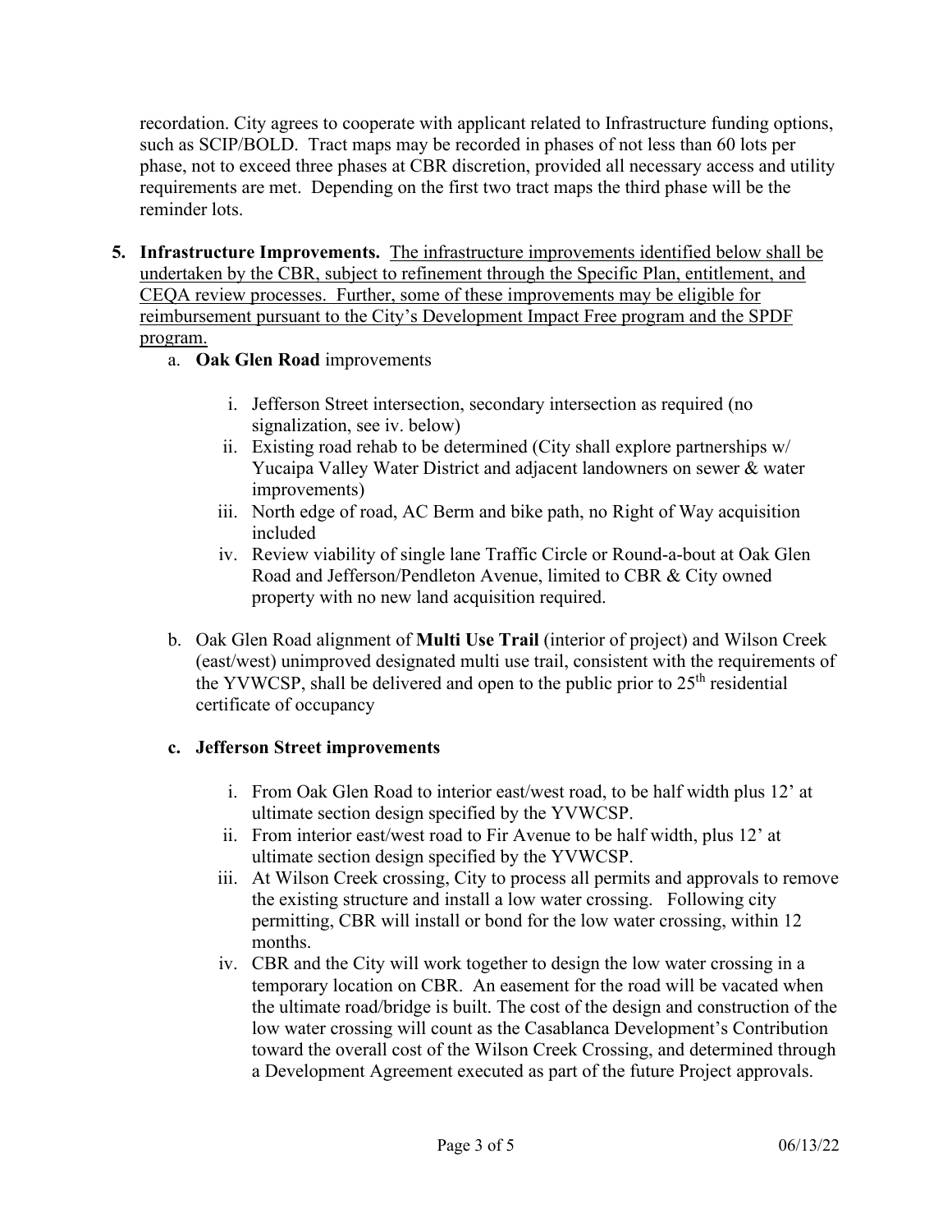recordation. City agrees to cooperate with applicant related to Infrastructure funding options, such as SCIP/BOLD. Tract maps may be recorded in phases of not less than 60 lots per phase, not to exceed three phases at CBR discretion, provided all necessary access and utility requirements are met. Depending on the first two tract maps the third phase will be the reminder lots.

5. **Infrastructure Improvements.** <u>The infrastructure improvements identified below shall be undertaken by the CBR, subject to refinement through the Specific Plan, entitlement, and CEQA review processes. Further, some of these improvements may be eligible for reimbursement pursuant to the City's Development Impact Free program and the SPDF program.</u>

   a. **Oak Glen Road** improvements

      i. Jefferson Street intersection, secondary intersection as required (no signalization, see iv. below)
      ii. Existing road rehab to be determined (City shall explore partnerships w/ Yucaipa Valley Water District and adjacent landowners on sewer & water improvements)
      iii. North edge of road, AC Berm and bike path, no Right of Way acquisition included
      iv. Review viability of single lane Traffic Circle or Round-a-bout at Oak Glen Road and Jefferson/Pendleton Avenue, limited to CBR & City owned property with no new land acquisition required.

   b. Oak Glen Road alignment of **Multi Use Trail** (interior of project) and Wilson Creek (east/west) unimproved designated multi use trail, consistent with the requirements of the YVWCSP, shall be delivered and open to the public prior to 25th residential certificate of occupancy

   **c. Jefferson Street improvements**

      i. From Oak Glen Road to interior east/west road, to be half width plus 12' at ultimate section design specified by the YVWCSP.
      ii. From interior east/west road to Fir Avenue to be half width, plus 12' at ultimate section design specified by the YVWCSP.
      iii. At Wilson Creek crossing, City to process all permits and approvals to remove the existing structure and install a low water crossing. Following city permitting, CBR will install or bond for the low water crossing, within 12 months.
      iv. CBR and the City will work together to design the low water crossing in a temporary location on CBR. An easement for the road will be vacated when the ultimate road/bridge is built. The cost of the design and construction of the low water crossing will count as the Casablanca Development's Contribution toward the overall cost of the Wilson Creek Crossing, and determined through a Development Agreement executed as part of the future Project approvals.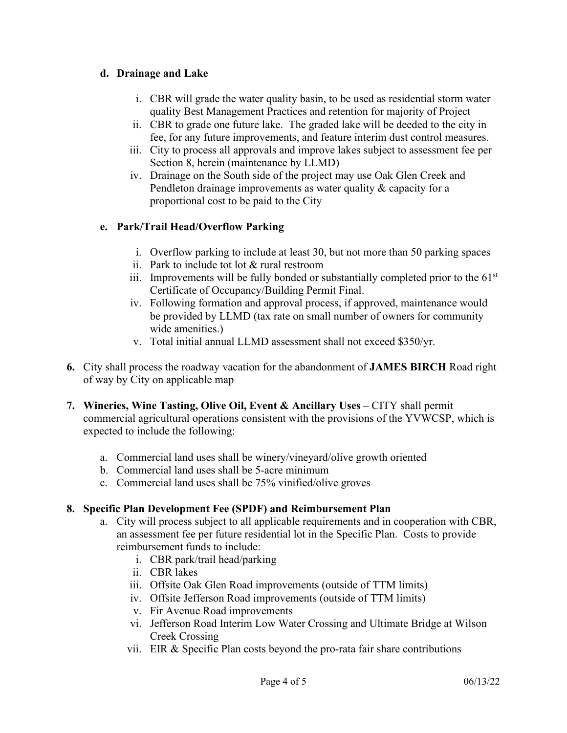**d. Drainage and Lake**

i. CBR will grade the water quality basin, to be used as residential storm water quality Best Management Practices and retention for majority of Project
ii. CBR to grade one future lake. The graded lake will be deeded to the city in fee, for any future improvements, and feature interim dust control measures.
iii. City to process all approvals and improve lakes subject to assessment fee per Section 8, herein (maintenance by LLMD)
iv. Drainage on the South side of the project may use Oak Glen Creek and Pendleton drainage improvements as water quality & capacity for a proportional cost to be paid to the City

**e. Park/Trail Head/Overflow Parking**

i. Overflow parking to include at least 30, but not more than 50 parking spaces
ii. Park to include tot lot & rural restroom
iii. Improvements will be fully bonded or substantially completed prior to the 61st Certificate of Occupancy/Building Permit Final.
iv. Following formation and approval process, if approved, maintenance would be provided by LLMD (tax rate on small number of owners for community wide amenities.)
v. Total initial annual LLMD assessment shall not exceed $350/yr.

**6.** City shall process the roadway vacation for the abandonment of **JAMES BIRCH** Road right of way by City on applicable map

**7. Wineries, Wine Tasting, Olive Oil, Event & Ancillary Uses** – CITY shall permit commercial agricultural operations consistent with the provisions of the YVWCSP, which is expected to include the following:

a. Commercial land uses shall be winery/vineyard/olive growth oriented
b. Commercial land uses shall be 5-acre minimum
c. Commercial land uses shall be 75% vinified/olive groves

**8. Specific Plan Development Fee (SPDF) and Reimbursement Plan**

a. City will process subject to all applicable requirements and in cooperation with CBR, an assessment fee per future residential lot in the Specific Plan. Costs to provide reimbursement funds to include:
   i. CBR park/trail head/parking
   ii. CBR lakes
   iii. Offsite Oak Glen Road improvements (outside of TTM limits)
   iv. Offsite Jefferson Road improvements (outside of TTM limits)
   v. Fir Avenue Road improvements
   vi. Jefferson Road Interim Low Water Crossing and Ultimate Bridge at Wilson Creek Crossing
   vii. EIR & Specific Plan costs beyond the pro-rata fair share contributions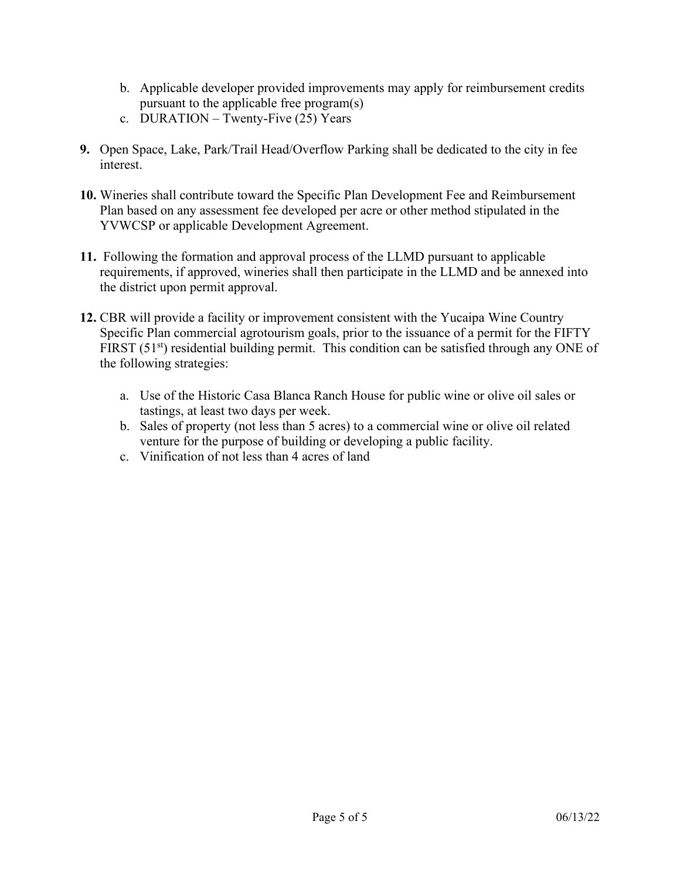b. Applicable developer provided improvements may apply for reimbursement credits pursuant to the applicable free program(s)
c. DURATION – Twenty-Five (25) Years

**9.** Open Space, Lake, Park/Trail Head/Overflow Parking shall be dedicated to the city in fee interest.

**10.** Wineries shall contribute toward the Specific Plan Development Fee and Reimbursement Plan based on any assessment fee developed per acre or other method stipulated in the YVWCSP or applicable Development Agreement.

**11.** Following the formation and approval process of the LLMD pursuant to applicable requirements, if approved, wineries shall then participate in the LLMD and be annexed into the district upon permit approval.

**12.** CBR will provide a facility or improvement consistent with the Yucaipa Wine Country Specific Plan commercial agrotourism goals, prior to the issuance of a permit for the FIFTY FIRST (51st) residential building permit. This condition can be satisfied through any ONE of the following strategies:

a. Use of the Historic Casa Blanca Ranch House for public wine or olive oil sales or tastings, at least two days per week.
b. Sales of property (not less than 5 acres) to a commercial wine or olive oil related venture for the purpose of building or developing a public facility.
c. Vinification of not less than 4 acres of land